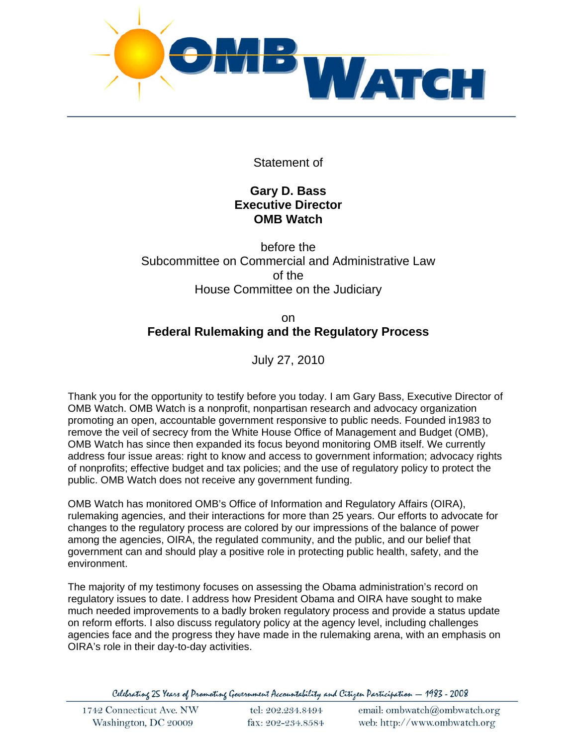Statement of

**Gary D. Bass**
**Executive Director**
**OMB Watch**

before the
Subcommittee on Commercial and Administrative Law
of the
House Committee on the Judiciary

on
**Federal Rulemaking and the Regulatory Process**

July 27, 2010

Thank you for the opportunity to testify before you today. I am Gary Bass, Executive Director of OMB Watch. OMB Watch is a nonprofit, nonpartisan research and advocacy organization promoting an open, accountable government responsive to public needs. Founded in1983 to remove the veil of secrecy from the White House Office of Management and Budget (OMB), OMB Watch has since then expanded its focus beyond monitoring OMB itself. We currently address four issue areas: right to know and access to government information; advocacy rights of nonprofits; effective budget and tax policies; and the use of regulatory policy to protect the public. OMB Watch does not receive any government funding.

OMB Watch has monitored OMB's Office of Information and Regulatory Affairs (OIRA), rulemaking agencies, and their interactions for more than 25 years. Our efforts to advocate for changes to the regulatory process are colored by our impressions of the balance of power among the agencies, OIRA, the regulated community, and the public, and our belief that government can and should play a positive role in protecting public health, safety, and the environment.

The majority of my testimony focuses on assessing the Obama administration's record on regulatory issues to date. I address how President Obama and OIRA have sought to make much needed improvements to a badly broken regulatory process and provide a status update on reform efforts. I also discuss regulatory policy at the agency level, including challenges agencies face and the progress they have made in the rulemaking arena, with an emphasis on OIRA's role in their day-to-day activities.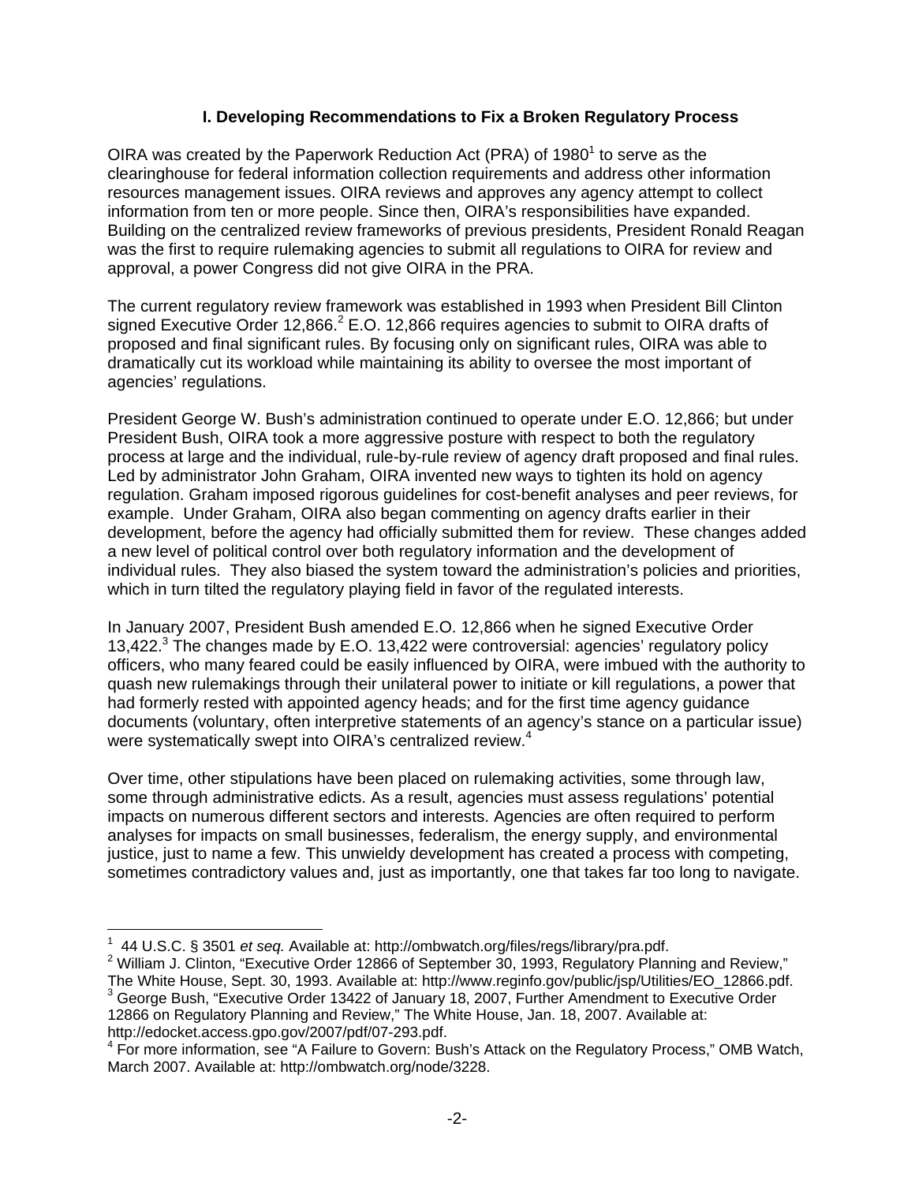## I. Developing Recommendations to Fix a Broken Regulatory Process

OIRA was created by the Paperwork Reduction Act (PRA) of 1980[1] to serve as the clearinghouse for federal information collection requirements and address other information resources management issues. OIRA reviews and approves any agency attempt to collect information from ten or more people. Since then, OIRA's responsibilities have expanded. Building on the centralized review frameworks of previous presidents, President Ronald Reagan was the first to require rulemaking agencies to submit all regulations to OIRA for review and approval, a power Congress did not give OIRA in the PRA.

The current regulatory review framework was established in 1993 when President Bill Clinton signed Executive Order 12,866.[2] E.O. 12,866 requires agencies to submit to OIRA drafts of proposed and final significant rules. By focusing only on significant rules, OIRA was able to dramatically cut its workload while maintaining its ability to oversee the most important of agencies' regulations.

President George W. Bush's administration continued to operate under E.O. 12,866; but under President Bush, OIRA took a more aggressive posture with respect to both the regulatory process at large and the individual, rule-by-rule review of agency draft proposed and final rules. Led by administrator John Graham, OIRA invented new ways to tighten its hold on agency regulation. Graham imposed rigorous guidelines for cost-benefit analyses and peer reviews, for example. Under Graham, OIRA also began commenting on agency drafts earlier in their development, before the agency had officially submitted them for review. These changes added a new level of political control over both regulatory information and the development of individual rules. They also biased the system toward the administration's policies and priorities, which in turn tilted the regulatory playing field in favor of the regulated interests.

In January 2007, President Bush amended E.O. 12,866 when he signed Executive Order 13,422.[3] The changes made by E.O. 13,422 were controversial: agencies' regulatory policy officers, who many feared could be easily influenced by OIRA, were imbued with the authority to quash new rulemakings through their unilateral power to initiate or kill regulations, a power that had formerly rested with appointed agency heads; and for the first time agency guidance documents (voluntary, often interpretive statements of an agency's stance on a particular issue) were systematically swept into OIRA's centralized review.[4]

Over time, other stipulations have been placed on rulemaking activities, some through law, some through administrative edicts. As a result, agencies must assess regulations' potential impacts on numerous different sectors and interests. Agencies are often required to perform analyses for impacts on small businesses, federalism, the energy supply, and environmental justice, just to name a few. This unwieldy development has created a process with competing, sometimes contradictory values and, just as importantly, one that takes far too long to navigate.

---

[1] 44 U.S.C. § 3501 *et seq.* Available at: http://ombwatch.org/files/regs/library/pra.pdf.

[2] William J. Clinton, "Executive Order 12866 of September 30, 1993, Regulatory Planning and Review," The White House, Sept. 30, 1993. Available at: http://www.reginfo.gov/public/jsp/Utilities/EO_12866.pdf.

[3] George Bush, "Executive Order 13422 of January 18, 2007, Further Amendment to Executive Order 12866 on Regulatory Planning and Review," The White House, Jan. 18, 2007. Available at: http://edocket.access.gpo.gov/2007/pdf/07-293.pdf.

[4] For more information, see "A Failure to Govern: Bush's Attack on the Regulatory Process," OMB Watch, March 2007. Available at: http://ombwatch.org/node/3228.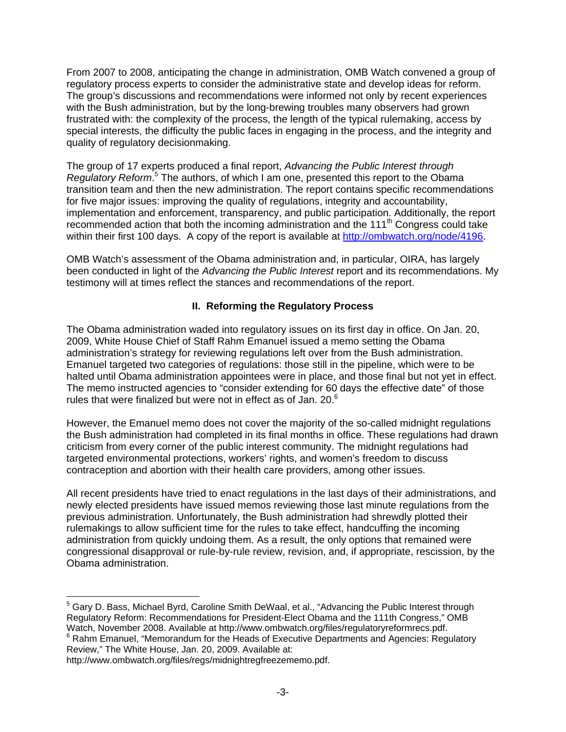From 2007 to 2008, anticipating the change in administration, OMB Watch convened a group of regulatory process experts to consider the administrative state and develop ideas for reform. The group's discussions and recommendations were informed not only by recent experiences with the Bush administration, but by the long-brewing troubles many observers had grown frustrated with: the complexity of the process, the length of the typical rulemaking, access by special interests, the difficulty the public faces in engaging in the process, and the integrity and quality of regulatory decisionmaking.

The group of 17 experts produced a final report, *Advancing the Public Interest through Regulatory Reform*.[5] The authors, of which I am one, presented this report to the Obama transition team and then the new administration. The report contains specific recommendations for five major issues: improving the quality of regulations, integrity and accountability, implementation and enforcement, transparency, and public participation. Additionally, the report recommended action that both the incoming administration and the 111th Congress could take within their first 100 days. A copy of the report is available at http://ombwatch.org/node/4196.

OMB Watch's assessment of the Obama administration and, in particular, OIRA, has largely been conducted in light of the *Advancing the Public Interest* report and its recommendations. My testimony will at times reflect the stances and recommendations of the report.

## II. Reforming the Regulatory Process

The Obama administration waded into regulatory issues on its first day in office. On Jan. 20, 2009, White House Chief of Staff Rahm Emanuel issued a memo setting the Obama administration's strategy for reviewing regulations left over from the Bush administration. Emanuel targeted two categories of regulations: those still in the pipeline, which were to be halted until Obama administration appointees were in place, and those final but not yet in effect. The memo instructed agencies to "consider extending for 60 days the effective date" of those rules that were finalized but were not in effect as of Jan. 20.[6]

However, the Emanuel memo does not cover the majority of the so-called midnight regulations the Bush administration had completed in its final months in office. These regulations had drawn criticism from every corner of the public interest community. The midnight regulations had targeted environmental protections, workers' rights, and women's freedom to discuss contraception and abortion with their health care providers, among other issues.

All recent presidents have tried to enact regulations in the last days of their administrations, and newly elected presidents have issued memos reviewing those last minute regulations from the previous administration. Unfortunately, the Bush administration had shrewdly plotted their rulemakings to allow sufficient time for the rules to take effect, handcuffing the incoming administration from quickly undoing them. As a result, the only options that remained were congressional disapproval or rule-by-rule review, revision, and, if appropriate, rescission, by the Obama administration.

---

[5] Gary D. Bass, Michael Byrd, Caroline Smith DeWaal, et al., "Advancing the Public Interest through Regulatory Reform: Recommendations for President-Elect Obama and the 111th Congress," OMB Watch, November 2008. Available at http://www.ombwatch.org/files/regulatoryreformrecs.pdf.

[6] Rahm Emanuel, "Memorandum for the Heads of Executive Departments and Agencies: Regulatory Review," The White House, Jan. 20, 2009. Available at: http://www.ombwatch.org/files/regs/midnightregfreezememo.pdf.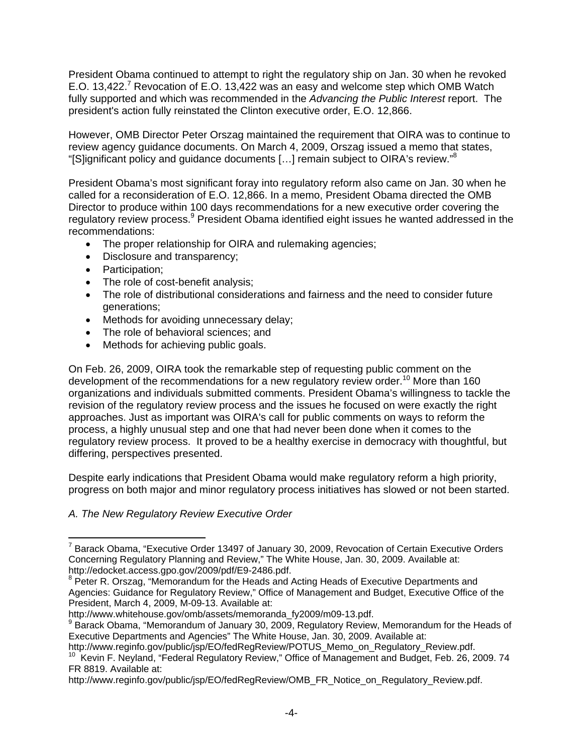President Obama continued to attempt to right the regulatory ship on Jan. 30 when he revoked E.O. 13,422.[7] Revocation of E.O. 13,422 was an easy and welcome step which OMB Watch fully supported and which was recommended in the *Advancing the Public Interest* report. The president's action fully reinstated the Clinton executive order, E.O. 12,866.

However, OMB Director Peter Orszag maintained the requirement that OIRA was to continue to review agency guidance documents. On March 4, 2009, Orszag issued a memo that states, "[S]ignificant policy and guidance documents […] remain subject to OIRA's review."[8]

President Obama's most significant foray into regulatory reform also came on Jan. 30 when he called for a reconsideration of E.O. 12,866. In a memo, President Obama directed the OMB Director to produce within 100 days recommendations for a new executive order covering the regulatory review process.[9] President Obama identified eight issues he wanted addressed in the recommendations:

- The proper relationship for OIRA and rulemaking agencies;
- Disclosure and transparency;
- Participation;
- The role of cost-benefit analysis;
- The role of distributional considerations and fairness and the need to consider future generations;
- Methods for avoiding unnecessary delay;
- The role of behavioral sciences; and
- Methods for achieving public goals.

On Feb. 26, 2009, OIRA took the remarkable step of requesting public comment on the development of the recommendations for a new regulatory review order.[10] More than 160 organizations and individuals submitted comments. President Obama's willingness to tackle the revision of the regulatory review process and the issues he focused on were exactly the right approaches. Just as important was OIRA's call for public comments on ways to reform the process, a highly unusual step and one that had never been done when it comes to the regulatory review process. It proved to be a healthy exercise in democracy with thoughtful, but differing, perspectives presented.

Despite early indications that President Obama would make regulatory reform a high priority, progress on both major and minor regulatory process initiatives has slowed or not been started.

*A. The New Regulatory Review Executive Order*

---

[7] Barack Obama, "Executive Order 13497 of January 30, 2009, Revocation of Certain Executive Orders Concerning Regulatory Planning and Review," The White House, Jan. 30, 2009. Available at: http://edocket.access.gpo.gov/2009/pdf/E9-2486.pdf.

[8] Peter R. Orszag, "Memorandum for the Heads and Acting Heads of Executive Departments and Agencies: Guidance for Regulatory Review," Office of Management and Budget, Executive Office of the President, March 4, 2009, M-09-13. Available at: http://www.whitehouse.gov/omb/assets/memoranda_fy2009/m09-13.pdf.

[9] Barack Obama, "Memorandum of January 30, 2009, Regulatory Review, Memorandum for the Heads of Executive Departments and Agencies" The White House, Jan. 30, 2009. Available at: http://www.reginfo.gov/public/jsp/EO/fedRegReview/POTUS_Memo_on_Regulatory_Review.pdf.

[10] Kevin F. Neyland, "Federal Regulatory Review," Office of Management and Budget, Feb. 26, 2009. 74 FR 8819. Available at: http://www.reginfo.gov/public/jsp/EO/fedRegReview/OMB_FR_Notice_on_Regulatory_Review.pdf.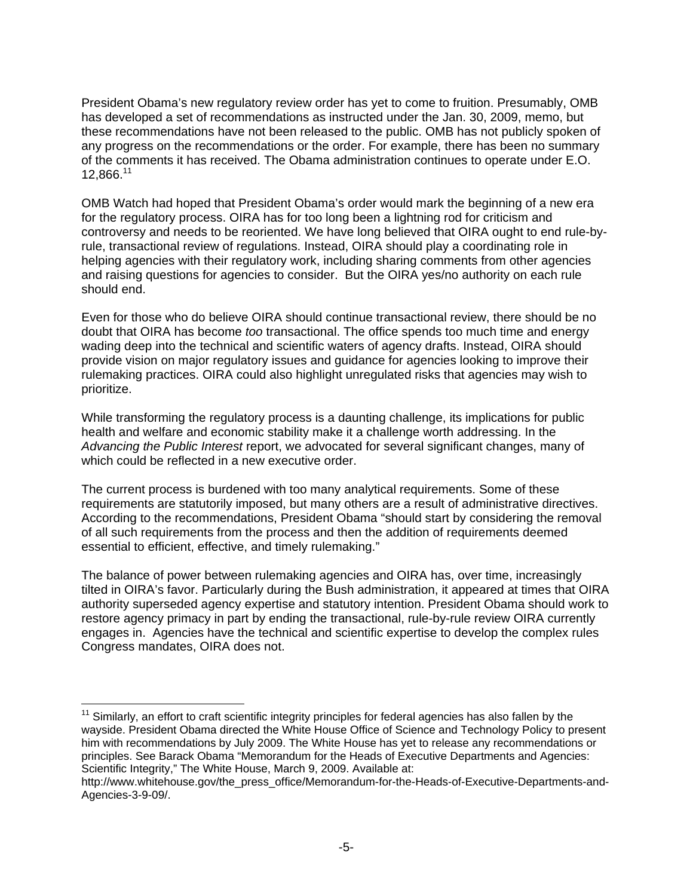President Obama's new regulatory review order has yet to come to fruition. Presumably, OMB has developed a set of recommendations as instructed under the Jan. 30, 2009, memo, but these recommendations have not been released to the public. OMB has not publicly spoken of any progress on the recommendations or the order. For example, there has been no summary of the comments it has received. The Obama administration continues to operate under E.O. 12,866.[11]

OMB Watch had hoped that President Obama's order would mark the beginning of a new era for the regulatory process. OIRA has for too long been a lightning rod for criticism and controversy and needs to be reoriented. We have long believed that OIRA ought to end rule-by-rule, transactional review of regulations. Instead, OIRA should play a coordinating role in helping agencies with their regulatory work, including sharing comments from other agencies and raising questions for agencies to consider. But the OIRA yes/no authority on each rule should end.

Even for those who do believe OIRA should continue transactional review, there should be no doubt that OIRA has become *too* transactional. The office spends too much time and energy wading deep into the technical and scientific waters of agency drafts. Instead, OIRA should provide vision on major regulatory issues and guidance for agencies looking to improve their rulemaking practices. OIRA could also highlight unregulated risks that agencies may wish to prioritize.

While transforming the regulatory process is a daunting challenge, its implications for public health and welfare and economic stability make it a challenge worth addressing. In the *Advancing the Public Interest* report, we advocated for several significant changes, many of which could be reflected in a new executive order.

The current process is burdened with too many analytical requirements. Some of these requirements are statutorily imposed, but many others are a result of administrative directives. According to the recommendations, President Obama "should start by considering the removal of all such requirements from the process and then the addition of requirements deemed essential to efficient, effective, and timely rulemaking."

The balance of power between rulemaking agencies and OIRA has, over time, increasingly tilted in OIRA's favor. Particularly during the Bush administration, it appeared at times that OIRA authority superseded agency expertise and statutory intention. President Obama should work to restore agency primacy in part by ending the transactional, rule-by-rule review OIRA currently engages in. Agencies have the technical and scientific expertise to develop the complex rules Congress mandates, OIRA does not.

---

[11] Similarly, an effort to craft scientific integrity principles for federal agencies has also fallen by the wayside. President Obama directed the White House Office of Science and Technology Policy to present him with recommendations by July 2009. The White House has yet to release any recommendations or principles. See Barack Obama "Memorandum for the Heads of Executive Departments and Agencies: Scientific Integrity," The White House, March 9, 2009. Available at: http://www.whitehouse.gov/the_press_office/Memorandum-for-the-Heads-of-Executive-Departments-and-Agencies-3-9-09/.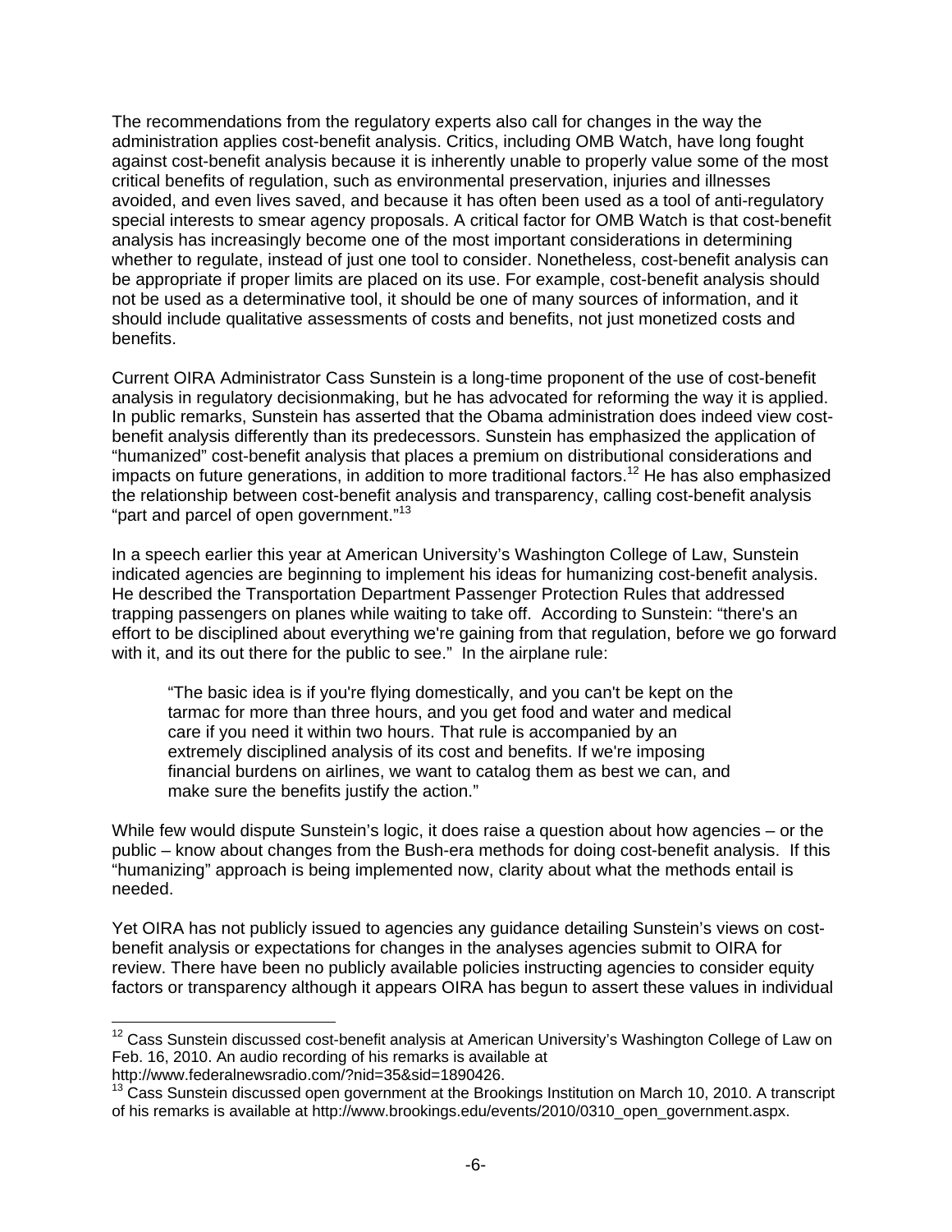The recommendations from the regulatory experts also call for changes in the way the administration applies cost-benefit analysis. Critics, including OMB Watch, have long fought against cost-benefit analysis because it is inherently unable to properly value some of the most critical benefits of regulation, such as environmental preservation, injuries and illnesses avoided, and even lives saved, and because it has often been used as a tool of anti-regulatory special interests to smear agency proposals. A critical factor for OMB Watch is that cost-benefit analysis has increasingly become one of the most important considerations in determining whether to regulate, instead of just one tool to consider. Nonetheless, cost-benefit analysis can be appropriate if proper limits are placed on its use. For example, cost-benefit analysis should not be used as a determinative tool, it should be one of many sources of information, and it should include qualitative assessments of costs and benefits, not just monetized costs and benefits.

Current OIRA Administrator Cass Sunstein is a long-time proponent of the use of cost-benefit analysis in regulatory decisionmaking, but he has advocated for reforming the way it is applied. In public remarks, Sunstein has asserted that the Obama administration does indeed view cost-benefit analysis differently than its predecessors. Sunstein has emphasized the application of "humanized" cost-benefit analysis that places a premium on distributional considerations and impacts on future generations, in addition to more traditional factors.[12] He has also emphasized the relationship between cost-benefit analysis and transparency, calling cost-benefit analysis "part and parcel of open government."[13]

In a speech earlier this year at American University's Washington College of Law, Sunstein indicated agencies are beginning to implement his ideas for humanizing cost-benefit analysis. He described the Transportation Department Passenger Protection Rules that addressed trapping passengers on planes while waiting to take off. According to Sunstein: "there's an effort to be disciplined about everything we're gaining from that regulation, before we go forward with it, and its out there for the public to see." In the airplane rule:

> "The basic idea is if you're flying domestically, and you can't be kept on the tarmac for more than three hours, and you get food and water and medical care if you need it within two hours. That rule is accompanied by an extremely disciplined analysis of its cost and benefits. If we're imposing financial burdens on airlines, we want to catalog them as best we can, and make sure the benefits justify the action."

While few would dispute Sunstein's logic, it does raise a question about how agencies – or the public – know about changes from the Bush-era methods for doing cost-benefit analysis. If this "humanizing" approach is being implemented now, clarity about what the methods entail is needed.

Yet OIRA has not publicly issued to agencies any guidance detailing Sunstein's views on cost-benefit analysis or expectations for changes in the analyses agencies submit to OIRA for review. There have been no publicly available policies instructing agencies to consider equity factors or transparency although it appears OIRA has begun to assert these values in individual

---

[12] Cass Sunstein discussed cost-benefit analysis at American University's Washington College of Law on Feb. 16, 2010. An audio recording of his remarks is available at http://www.federalnewsradio.com/?nid=35&sid=1890426.

[13] Cass Sunstein discussed open government at the Brookings Institution on March 10, 2010. A transcript of his remarks is available at http://www.brookings.edu/events/2010/0310_open_government.aspx.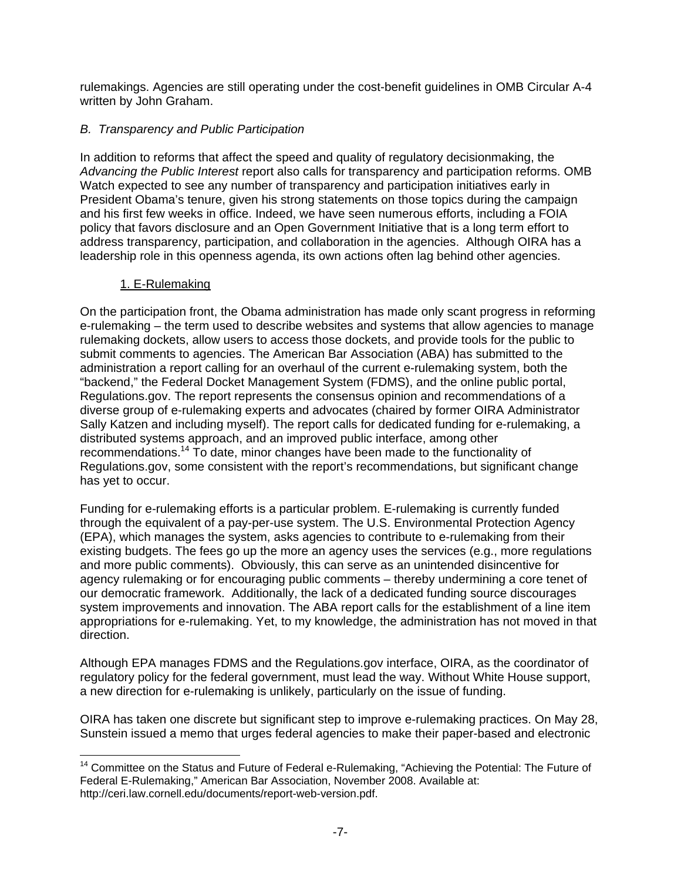rulemakings. Agencies are still operating under the cost-benefit guidelines in OMB Circular A-4 written by John Graham.

### *B. Transparency and Public Participation*

In addition to reforms that affect the speed and quality of regulatory decisionmaking, the *Advancing the Public Interest* report also calls for transparency and participation reforms. OMB Watch expected to see any number of transparency and participation initiatives early in President Obama's tenure, given his strong statements on those topics during the campaign and his first few weeks in office. Indeed, we have seen numerous efforts, including a FOIA policy that favors disclosure and an Open Government Initiative that is a long term effort to address transparency, participation, and collaboration in the agencies. Although OIRA has a leadership role in this openness agenda, its own actions often lag behind other agencies.

#### 1. E-Rulemaking

On the participation front, the Obama administration has made only scant progress in reforming e-rulemaking – the term used to describe websites and systems that allow agencies to manage rulemaking dockets, allow users to access those dockets, and provide tools for the public to submit comments to agencies. The American Bar Association (ABA) has submitted to the administration a report calling for an overhaul of the current e-rulemaking system, both the "backend," the Federal Docket Management System (FDMS), and the online public portal, Regulations.gov. The report represents the consensus opinion and recommendations of a diverse group of e-rulemaking experts and advocates (chaired by former OIRA Administrator Sally Katzen and including myself). The report calls for dedicated funding for e-rulemaking, a distributed systems approach, and an improved public interface, among other recommendations.[14] To date, minor changes have been made to the functionality of Regulations.gov, some consistent with the report's recommendations, but significant change has yet to occur.

Funding for e-rulemaking efforts is a particular problem. E-rulemaking is currently funded through the equivalent of a pay-per-use system. The U.S. Environmental Protection Agency (EPA), which manages the system, asks agencies to contribute to e-rulemaking from their existing budgets. The fees go up the more an agency uses the services (e.g., more regulations and more public comments). Obviously, this can serve as an unintended disincentive for agency rulemaking or for encouraging public comments – thereby undermining a core tenet of our democratic framework. Additionally, the lack of a dedicated funding source discourages system improvements and innovation. The ABA report calls for the establishment of a line item appropriations for e-rulemaking. Yet, to my knowledge, the administration has not moved in that direction.

Although EPA manages FDMS and the Regulations.gov interface, OIRA, as the coordinator of regulatory policy for the federal government, must lead the way. Without White House support, a new direction for e-rulemaking is unlikely, particularly on the issue of funding.

OIRA has taken one discrete but significant step to improve e-rulemaking practices. On May 28, Sunstein issued a memo that urges federal agencies to make their paper-based and electronic

---

[14] Committee on the Status and Future of Federal e-Rulemaking, "Achieving the Potential: The Future of Federal E-Rulemaking," American Bar Association, November 2008. Available at: http://ceri.law.cornell.edu/documents/report-web-version.pdf.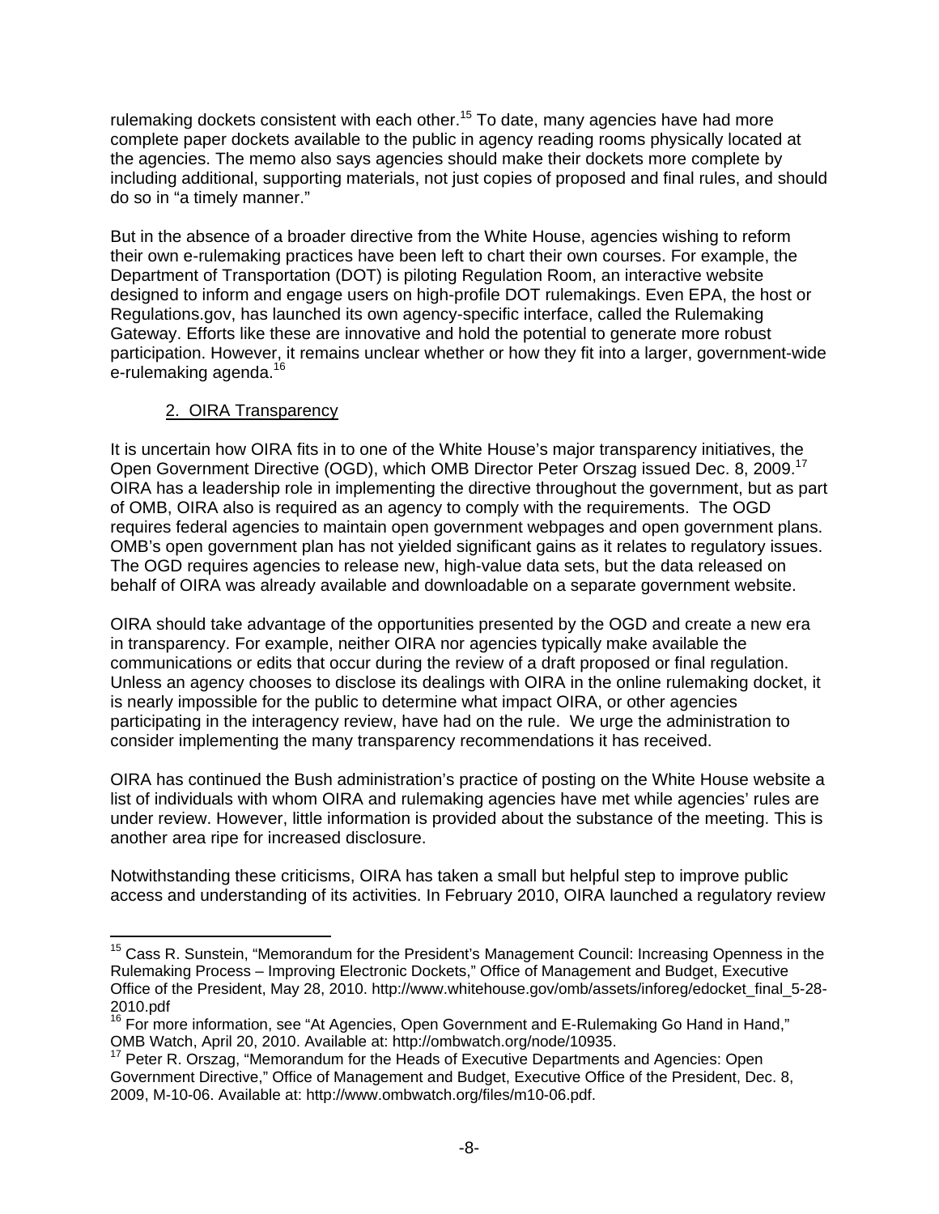rulemaking dockets consistent with each other.[15] To date, many agencies have had more complete paper dockets available to the public in agency reading rooms physically located at the agencies. The memo also says agencies should make their dockets more complete by including additional, supporting materials, not just copies of proposed and final rules, and should do so in "a timely manner."

But in the absence of a broader directive from the White House, agencies wishing to reform their own e-rulemaking practices have been left to chart their own courses. For example, the Department of Transportation (DOT) is piloting Regulation Room, an interactive website designed to inform and engage users on high-profile DOT rulemakings. Even EPA, the host or Regulations.gov, has launched its own agency-specific interface, called the Rulemaking Gateway. Efforts like these are innovative and hold the potential to generate more robust participation. However, it remains unclear whether or how they fit into a larger, government-wide e-rulemaking agenda.[16]

### 2. OIRA Transparency

It is uncertain how OIRA fits in to one of the White House's major transparency initiatives, the Open Government Directive (OGD), which OMB Director Peter Orszag issued Dec. 8, 2009.[17] OIRA has a leadership role in implementing the directive throughout the government, but as part of OMB, OIRA also is required as an agency to comply with the requirements. The OGD requires federal agencies to maintain open government webpages and open government plans. OMB's open government plan has not yielded significant gains as it relates to regulatory issues. The OGD requires agencies to release new, high-value data sets, but the data released on behalf of OIRA was already available and downloadable on a separate government website.

OIRA should take advantage of the opportunities presented by the OGD and create a new era in transparency. For example, neither OIRA nor agencies typically make available the communications or edits that occur during the review of a draft proposed or final regulation. Unless an agency chooses to disclose its dealings with OIRA in the online rulemaking docket, it is nearly impossible for the public to determine what impact OIRA, or other agencies participating in the interagency review, have had on the rule. We urge the administration to consider implementing the many transparency recommendations it has received.

OIRA has continued the Bush administration's practice of posting on the White House website a list of individuals with whom OIRA and rulemaking agencies have met while agencies' rules are under review. However, little information is provided about the substance of the meeting. This is another area ripe for increased disclosure.

Notwithstanding these criticisms, OIRA has taken a small but helpful step to improve public access and understanding of its activities. In February 2010, OIRA launched a regulatory review

---

[15] Cass R. Sunstein, "Memorandum for the President's Management Council: Increasing Openness in the Rulemaking Process – Improving Electronic Dockets," Office of Management and Budget, Executive Office of the President, May 28, 2010. http://www.whitehouse.gov/omb/assets/inforeg/edocket_final_5-28-2010.pdf

[16] For more information, see "At Agencies, Open Government and E-Rulemaking Go Hand in Hand," OMB Watch, April 20, 2010. Available at: http://ombwatch.org/node/10935.

[17] Peter R. Orszag, "Memorandum for the Heads of Executive Departments and Agencies: Open Government Directive," Office of Management and Budget, Executive Office of the President, Dec. 8, 2009, M-10-06. Available at: http://www.ombwatch.org/files/m10-06.pdf.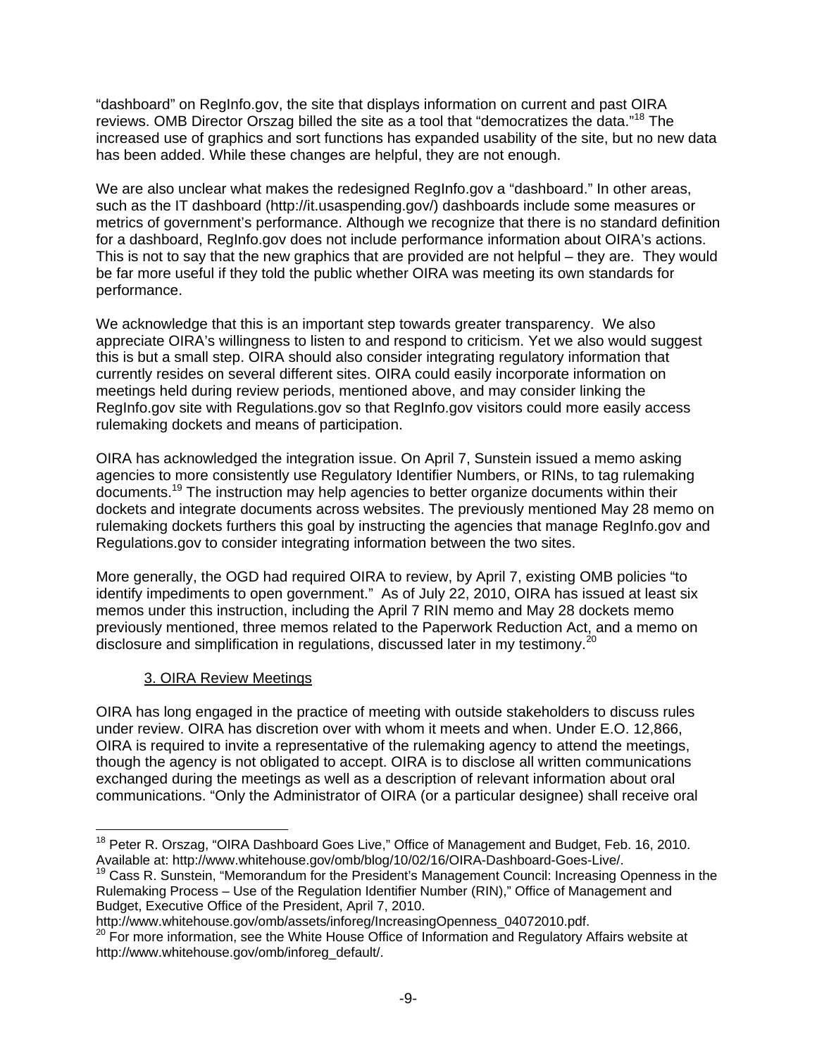"dashboard" on RegInfo.gov, the site that displays information on current and past OIRA reviews. OMB Director Orszag billed the site as a tool that "democratizes the data."[18] The increased use of graphics and sort functions has expanded usability of the site, but no new data has been added. While these changes are helpful, they are not enough.

We are also unclear what makes the redesigned RegInfo.gov a "dashboard." In other areas, such as the IT dashboard (http://it.usaspending.gov/) dashboards include some measures or metrics of government's performance. Although we recognize that there is no standard definition for a dashboard, RegInfo.gov does not include performance information about OIRA's actions. This is not to say that the new graphics that are provided are not helpful – they are. They would be far more useful if they told the public whether OIRA was meeting its own standards for performance.

We acknowledge that this is an important step towards greater transparency. We also appreciate OIRA's willingness to listen to and respond to criticism. Yet we also would suggest this is but a small step. OIRA should also consider integrating regulatory information that currently resides on several different sites. OIRA could easily incorporate information on meetings held during review periods, mentioned above, and may consider linking the RegInfo.gov site with Regulations.gov so that RegInfo.gov visitors could more easily access rulemaking dockets and means of participation.

OIRA has acknowledged the integration issue. On April 7, Sunstein issued a memo asking agencies to more consistently use Regulatory Identifier Numbers, or RINs, to tag rulemaking documents.[19] The instruction may help agencies to better organize documents within their dockets and integrate documents across websites. The previously mentioned May 28 memo on rulemaking dockets furthers this goal by instructing the agencies that manage RegInfo.gov and Regulations.gov to consider integrating information between the two sites.

More generally, the OGD had required OIRA to review, by April 7, existing OMB policies "to identify impediments to open government." As of July 22, 2010, OIRA has issued at least six memos under this instruction, including the April 7 RIN memo and May 28 dockets memo previously mentioned, three memos related to the Paperwork Reduction Act, and a memo on disclosure and simplification in regulations, discussed later in my testimony.[20]

### 3. OIRA Review Meetings

OIRA has long engaged in the practice of meeting with outside stakeholders to discuss rules under review. OIRA has discretion over with whom it meets and when. Under E.O. 12,866, OIRA is required to invite a representative of the rulemaking agency to attend the meetings, though the agency is not obligated to accept. OIRA is to disclose all written communications exchanged during the meetings as well as a description of relevant information about oral communications. "Only the Administrator of OIRA (or a particular designee) shall receive oral

---

[18] Peter R. Orszag, "OIRA Dashboard Goes Live," Office of Management and Budget, Feb. 16, 2010. Available at: http://www.whitehouse.gov/omb/blog/10/02/16/OIRA-Dashboard-Goes-Live/.

[19] Cass R. Sunstein, "Memorandum for the President's Management Council: Increasing Openness in the Rulemaking Process – Use of the Regulation Identifier Number (RIN)," Office of Management and Budget, Executive Office of the President, April 7, 2010. http://www.whitehouse.gov/omb/assets/inforeg/IncreasingOpenness_04072010.pdf.

[20] For more information, see the White House Office of Information and Regulatory Affairs website at http://www.whitehouse.gov/omb/inforeg_default/.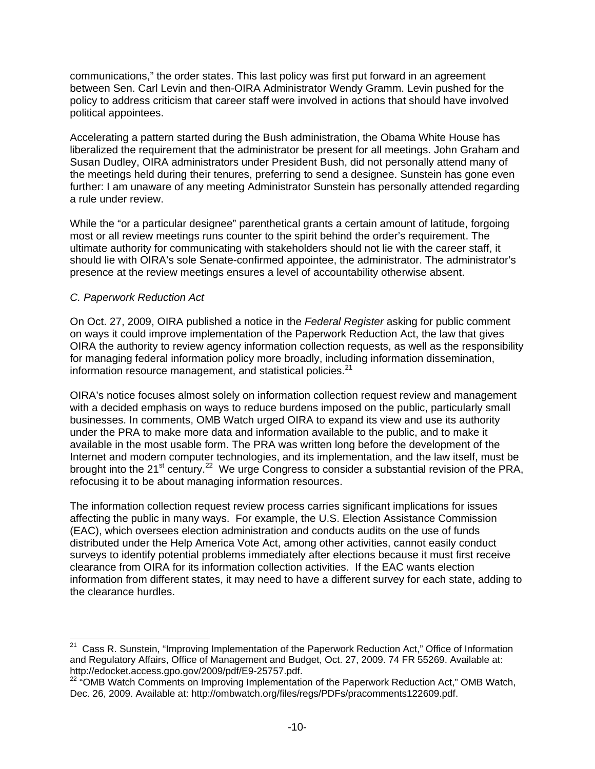communications," the order states. This last policy was first put forward in an agreement between Sen. Carl Levin and then-OIRA Administrator Wendy Gramm. Levin pushed for the policy to address criticism that career staff were involved in actions that should have involved political appointees.

Accelerating a pattern started during the Bush administration, the Obama White House has liberalized the requirement that the administrator be present for all meetings. John Graham and Susan Dudley, OIRA administrators under President Bush, did not personally attend many of the meetings held during their tenures, preferring to send a designee. Sunstein has gone even further: I am unaware of any meeting Administrator Sunstein has personally attended regarding a rule under review.

While the "or a particular designee" parenthetical grants a certain amount of latitude, forgoing most or all review meetings runs counter to the spirit behind the order's requirement. The ultimate authority for communicating with stakeholders should not lie with the career staff, it should lie with OIRA's sole Senate-confirmed appointee, the administrator. The administrator's presence at the review meetings ensures a level of accountability otherwise absent.

*C. Paperwork Reduction Act*

On Oct. 27, 2009, OIRA published a notice in the *Federal Register* asking for public comment on ways it could improve implementation of the Paperwork Reduction Act, the law that gives OIRA the authority to review agency information collection requests, as well as the responsibility for managing federal information policy more broadly, including information dissemination, information resource management, and statistical policies.[21]

OIRA's notice focuses almost solely on information collection request review and management with a decided emphasis on ways to reduce burdens imposed on the public, particularly small businesses. In comments, OMB Watch urged OIRA to expand its view and use its authority under the PRA to make more data and information available to the public, and to make it available in the most usable form. The PRA was written long before the development of the Internet and modern computer technologies, and its implementation, and the law itself, must be brought into the 21st century.[22] We urge Congress to consider a substantial revision of the PRA, refocusing it to be about managing information resources.

The information collection request review process carries significant implications for issues affecting the public in many ways. For example, the U.S. Election Assistance Commission (EAC), which oversees election administration and conducts audits on the use of funds distributed under the Help America Vote Act, among other activities, cannot easily conduct surveys to identify potential problems immediately after elections because it must first receive clearance from OIRA for its information collection activities. If the EAC wants election information from different states, it may need to have a different survey for each state, adding to the clearance hurdles.

---

[21] Cass R. Sunstein, "Improving Implementation of the Paperwork Reduction Act," Office of Information and Regulatory Affairs, Office of Management and Budget, Oct. 27, 2009. 74 FR 55269. Available at: http://edocket.access.gpo.gov/2009/pdf/E9-25757.pdf.

[22] "OMB Watch Comments on Improving Implementation of the Paperwork Reduction Act," OMB Watch, Dec. 26, 2009. Available at: http://ombwatch.org/files/regs/PDFs/pracomments122609.pdf.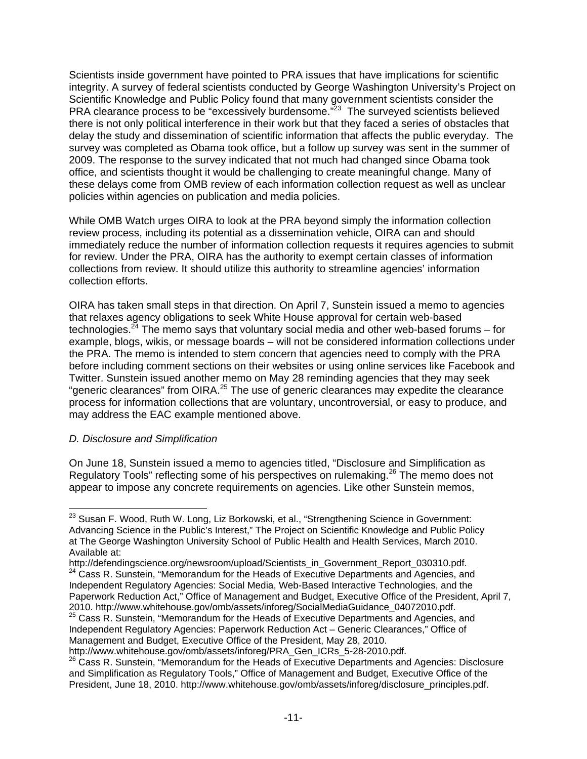Scientists inside government have pointed to PRA issues that have implications for scientific integrity. A survey of federal scientists conducted by George Washington University's Project on Scientific Knowledge and Public Policy found that many government scientists consider the PRA clearance process to be "excessively burdensome."[23] The surveyed scientists believed there is not only political interference in their work but that they faced a series of obstacles that delay the study and dissemination of scientific information that affects the public everyday. The survey was completed as Obama took office, but a follow up survey was sent in the summer of 2009. The response to the survey indicated that not much had changed since Obama took office, and scientists thought it would be challenging to create meaningful change. Many of these delays come from OMB review of each information collection request as well as unclear policies within agencies on publication and media policies.

While OMB Watch urges OIRA to look at the PRA beyond simply the information collection review process, including its potential as a dissemination vehicle, OIRA can and should immediately reduce the number of information collection requests it requires agencies to submit for review. Under the PRA, OIRA has the authority to exempt certain classes of information collections from review. It should utilize this authority to streamline agencies' information collection efforts.

OIRA has taken small steps in that direction. On April 7, Sunstein issued a memo to agencies that relaxes agency obligations to seek White House approval for certain web-based technologies.[24] The memo says that voluntary social media and other web-based forums – for example, blogs, wikis, or message boards – will not be considered information collections under the PRA. The memo is intended to stem concern that agencies need to comply with the PRA before including comment sections on their websites or using online services like Facebook and Twitter. Sunstein issued another memo on May 28 reminding agencies that they may seek "generic clearances" from OIRA.[25] The use of generic clearances may expedite the clearance process for information collections that are voluntary, uncontroversial, or easy to produce, and may address the EAC example mentioned above.

*D. Disclosure and Simplification*

On June 18, Sunstein issued a memo to agencies titled, "Disclosure and Simplification as Regulatory Tools" reflecting some of his perspectives on rulemaking.[26] The memo does not appear to impose any concrete requirements on agencies. Like other Sunstein memos,

---

[23] Susan F. Wood, Ruth W. Long, Liz Borkowski, et al., "Strengthening Science in Government: Advancing Science in the Public's Interest," The Project on Scientific Knowledge and Public Policy at The George Washington University School of Public Health and Health Services, March 2010. Available at: http://defendingscience.org/newsroom/upload/Scientists_in_Government_Report_030310.pdf.

[24] Cass R. Sunstein, "Memorandum for the Heads of Executive Departments and Agencies, and Independent Regulatory Agencies: Social Media, Web-Based Interactive Technologies, and the Paperwork Reduction Act," Office of Management and Budget, Executive Office of the President, April 7, 2010. http://www.whitehouse.gov/omb/assets/inforeg/SocialMediaGuidance_04072010.pdf.

[25] Cass R. Sunstein, "Memorandum for the Heads of Executive Departments and Agencies, and Independent Regulatory Agencies: Paperwork Reduction Act – Generic Clearances," Office of Management and Budget, Executive Office of the President, May 28, 2010. http://www.whitehouse.gov/omb/assets/inforeg/PRA_Gen_ICRs_5-28-2010.pdf.

[26] Cass R. Sunstein, "Memorandum for the Heads of Executive Departments and Agencies: Disclosure and Simplification as Regulatory Tools," Office of Management and Budget, Executive Office of the President, June 18, 2010. http://www.whitehouse.gov/omb/assets/inforeg/disclosure_principles.pdf.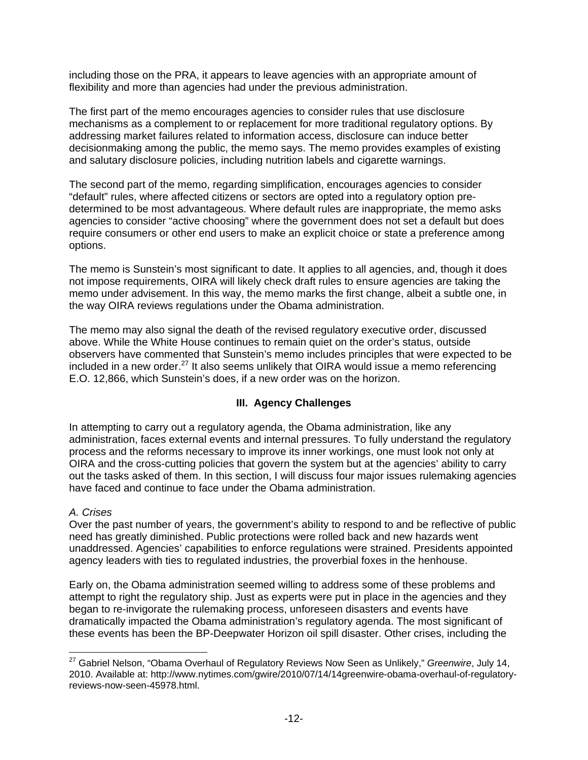including those on the PRA, it appears to leave agencies with an appropriate amount of flexibility and more than agencies had under the previous administration.

The first part of the memo encourages agencies to consider rules that use disclosure mechanisms as a complement to or replacement for more traditional regulatory options. By addressing market failures related to information access, disclosure can induce better decisionmaking among the public, the memo says. The memo provides examples of existing and salutary disclosure policies, including nutrition labels and cigarette warnings.

The second part of the memo, regarding simplification, encourages agencies to consider "default" rules, where affected citizens or sectors are opted into a regulatory option pre-determined to be most advantageous. Where default rules are inappropriate, the memo asks agencies to consider "active choosing" where the government does not set a default but does require consumers or other end users to make an explicit choice or state a preference among options.

The memo is Sunstein's most significant to date. It applies to all agencies, and, though it does not impose requirements, OIRA will likely check draft rules to ensure agencies are taking the memo under advisement. In this way, the memo marks the first change, albeit a subtle one, in the way OIRA reviews regulations under the Obama administration.

The memo may also signal the death of the revised regulatory executive order, discussed above. While the White House continues to remain quiet on the order's status, outside observers have commented that Sunstein's memo includes principles that were expected to be included in a new order.[27] It also seems unlikely that OIRA would issue a memo referencing E.O. 12,866, which Sunstein's does, if a new order was on the horizon.

## III. Agency Challenges

In attempting to carry out a regulatory agenda, the Obama administration, like any administration, faces external events and internal pressures. To fully understand the regulatory process and the reforms necessary to improve its inner workings, one must look not only at OIRA and the cross-cutting policies that govern the system but at the agencies' ability to carry out the tasks asked of them. In this section, I will discuss four major issues rulemaking agencies have faced and continue to face under the Obama administration.

### *A. Crises*

Over the past number of years, the government's ability to respond to and be reflective of public need has greatly diminished. Public protections were rolled back and new hazards went unaddressed. Agencies' capabilities to enforce regulations were strained. Presidents appointed agency leaders with ties to regulated industries, the proverbial foxes in the henhouse.

Early on, the Obama administration seemed willing to address some of these problems and attempt to right the regulatory ship. Just as experts were put in place in the agencies and they began to re-invigorate the rulemaking process, unforeseen disasters and events have dramatically impacted the Obama administration's regulatory agenda. The most significant of these events has been the BP-Deepwater Horizon oil spill disaster. Other crises, including the

[27] Gabriel Nelson, "Obama Overhaul of Regulatory Reviews Now Seen as Unlikely," *Greenwire*, July 14, 2010. Available at: http://www.nytimes.com/gwire/2010/07/14/14greenwire-obama-overhaul-of-regulatory-reviews-now-seen-45978.html.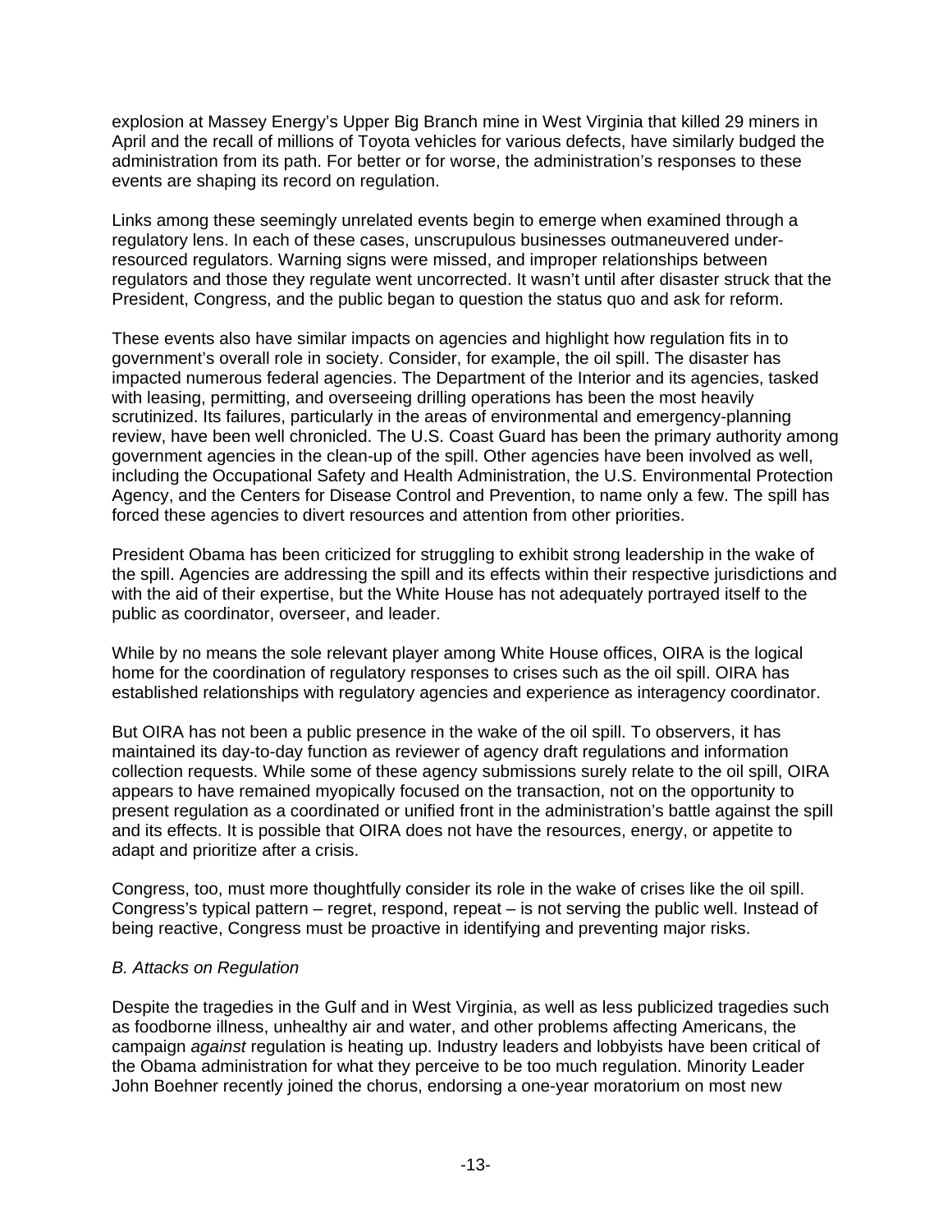explosion at Massey Energy's Upper Big Branch mine in West Virginia that killed 29 miners in April and the recall of millions of Toyota vehicles for various defects, have similarly budged the administration from its path. For better or for worse, the administration's responses to these events are shaping its record on regulation.

Links among these seemingly unrelated events begin to emerge when examined through a regulatory lens. In each of these cases, unscrupulous businesses outmaneuvered under-resourced regulators. Warning signs were missed, and improper relationships between regulators and those they regulate went uncorrected. It wasn't until after disaster struck that the President, Congress, and the public began to question the status quo and ask for reform.

These events also have similar impacts on agencies and highlight how regulation fits in to government's overall role in society. Consider, for example, the oil spill. The disaster has impacted numerous federal agencies. The Department of the Interior and its agencies, tasked with leasing, permitting, and overseeing drilling operations has been the most heavily scrutinized. Its failures, particularly in the areas of environmental and emergency-planning review, have been well chronicled. The U.S. Coast Guard has been the primary authority among government agencies in the clean-up of the spill. Other agencies have been involved as well, including the Occupational Safety and Health Administration, the U.S. Environmental Protection Agency, and the Centers for Disease Control and Prevention, to name only a few. The spill has forced these agencies to divert resources and attention from other priorities.

President Obama has been criticized for struggling to exhibit strong leadership in the wake of the spill. Agencies are addressing the spill and its effects within their respective jurisdictions and with the aid of their expertise, but the White House has not adequately portrayed itself to the public as coordinator, overseer, and leader.

While by no means the sole relevant player among White House offices, OIRA is the logical home for the coordination of regulatory responses to crises such as the oil spill. OIRA has established relationships with regulatory agencies and experience as interagency coordinator.

But OIRA has not been a public presence in the wake of the oil spill. To observers, it has maintained its day-to-day function as reviewer of agency draft regulations and information collection requests. While some of these agency submissions surely relate to the oil spill, OIRA appears to have remained myopically focused on the transaction, not on the opportunity to present regulation as a coordinated or unified front in the administration's battle against the spill and its effects. It is possible that OIRA does not have the resources, energy, or appetite to adapt and prioritize after a crisis.

Congress, too, must more thoughtfully consider its role in the wake of crises like the oil spill. Congress's typical pattern – regret, respond, repeat – is not serving the public well. Instead of being reactive, Congress must be proactive in identifying and preventing major risks.

### *B. Attacks on Regulation*

Despite the tragedies in the Gulf and in West Virginia, as well as less publicized tragedies such as foodborne illness, unhealthy air and water, and other problems affecting Americans, the campaign *against* regulation is heating up. Industry leaders and lobbyists have been critical of the Obama administration for what they perceive to be too much regulation. Minority Leader John Boehner recently joined the chorus, endorsing a one-year moratorium on most new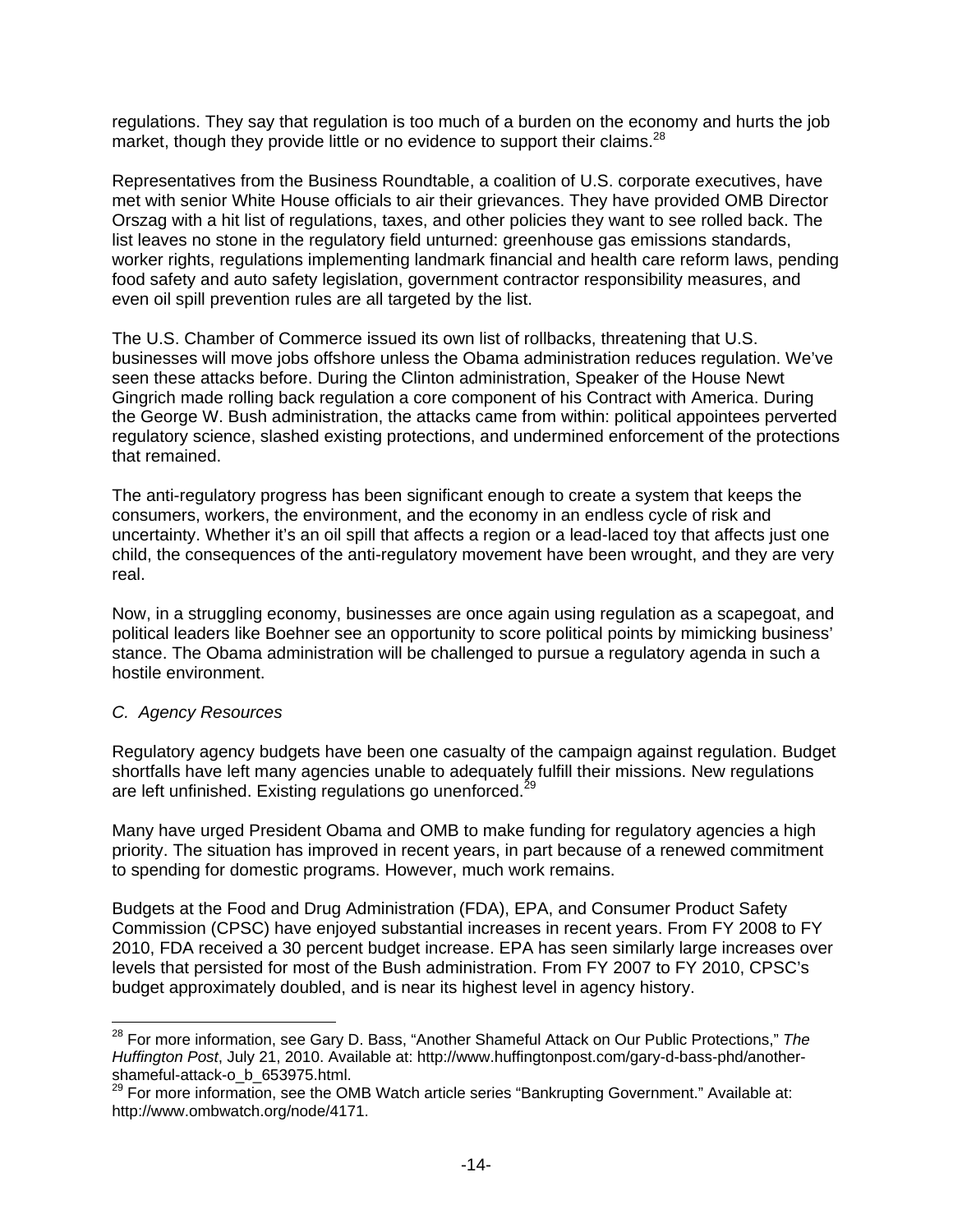regulations. They say that regulation is too much of a burden on the economy and hurts the job market, though they provide little or no evidence to support their claims.[28]

Representatives from the Business Roundtable, a coalition of U.S. corporate executives, have met with senior White House officials to air their grievances. They have provided OMB Director Orszag with a hit list of regulations, taxes, and other policies they want to see rolled back. The list leaves no stone in the regulatory field unturned: greenhouse gas emissions standards, worker rights, regulations implementing landmark financial and health care reform laws, pending food safety and auto safety legislation, government contractor responsibility measures, and even oil spill prevention rules are all targeted by the list.

The U.S. Chamber of Commerce issued its own list of rollbacks, threatening that U.S. businesses will move jobs offshore unless the Obama administration reduces regulation. We've seen these attacks before. During the Clinton administration, Speaker of the House Newt Gingrich made rolling back regulation a core component of his Contract with America. During the George W. Bush administration, the attacks came from within: political appointees perverted regulatory science, slashed existing protections, and undermined enforcement of the protections that remained.

The anti-regulatory progress has been significant enough to create a system that keeps the consumers, workers, the environment, and the economy in an endless cycle of risk and uncertainty. Whether it's an oil spill that affects a region or a lead-laced toy that affects just one child, the consequences of the anti-regulatory movement have been wrought, and they are very real.

Now, in a struggling economy, businesses are once again using regulation as a scapegoat, and political leaders like Boehner see an opportunity to score political points by mimicking business' stance. The Obama administration will be challenged to pursue a regulatory agenda in such a hostile environment.

### *C. Agency Resources*

Regulatory agency budgets have been one casualty of the campaign against regulation. Budget shortfalls have left many agencies unable to adequately fulfill their missions. New regulations are left unfinished. Existing regulations go unenforced.[29]

Many have urged President Obama and OMB to make funding for regulatory agencies a high priority. The situation has improved in recent years, in part because of a renewed commitment to spending for domestic programs. However, much work remains.

Budgets at the Food and Drug Administration (FDA), EPA, and Consumer Product Safety Commission (CPSC) have enjoyed substantial increases in recent years. From FY 2008 to FY 2010, FDA received a 30 percent budget increase. EPA has seen similarly large increases over levels that persisted for most of the Bush administration. From FY 2007 to FY 2010, CPSC's budget approximately doubled, and is near its highest level in agency history.

---

[28] For more information, see Gary D. Bass, "Another Shameful Attack on Our Public Protections," *The Huffington Post*, July 21, 2010. Available at: http://www.huffingtonpost.com/gary-d-bass-phd/another-shameful-attack-o_b_653975.html.

[29] For more information, see the OMB Watch article series "Bankrupting Government." Available at: http://www.ombwatch.org/node/4171.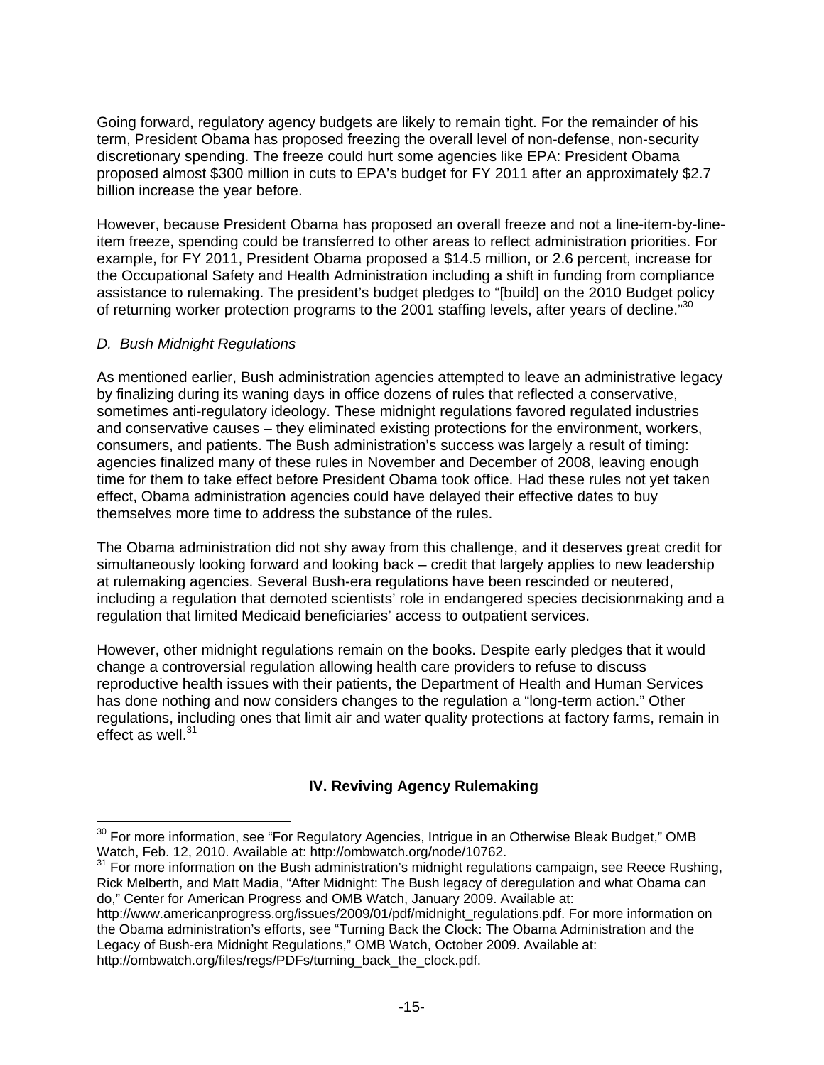Going forward, regulatory agency budgets are likely to remain tight. For the remainder of his term, President Obama has proposed freezing the overall level of non-defense, non-security discretionary spending. The freeze could hurt some agencies like EPA: President Obama proposed almost $300 million in cuts to EPA's budget for FY 2011 after an approximately $2.7 billion increase the year before.

However, because President Obama has proposed an overall freeze and not a line-item-by-line-item freeze, spending could be transferred to other areas to reflect administration priorities. For example, for FY 2011, President Obama proposed a $14.5 million, or 2.6 percent, increase for the Occupational Safety and Health Administration including a shift in funding from compliance assistance to rulemaking. The president's budget pledges to "[build] on the 2010 Budget policy of returning worker protection programs to the 2001 staffing levels, after years of decline."[30]

*D. Bush Midnight Regulations*

As mentioned earlier, Bush administration agencies attempted to leave an administrative legacy by finalizing during its waning days in office dozens of rules that reflected a conservative, sometimes anti-regulatory ideology. These midnight regulations favored regulated industries and conservative causes – they eliminated existing protections for the environment, workers, consumers, and patients. The Bush administration's success was largely a result of timing: agencies finalized many of these rules in November and December of 2008, leaving enough time for them to take effect before President Obama took office. Had these rules not yet taken effect, Obama administration agencies could have delayed their effective dates to buy themselves more time to address the substance of the rules.

The Obama administration did not shy away from this challenge, and it deserves great credit for simultaneously looking forward and looking back – credit that largely applies to new leadership at rulemaking agencies. Several Bush-era regulations have been rescinded or neutered, including a regulation that demoted scientists' role in endangered species decisionmaking and a regulation that limited Medicaid beneficiaries' access to outpatient services.

However, other midnight regulations remain on the books. Despite early pledges that it would change a controversial regulation allowing health care providers to refuse to discuss reproductive health issues with their patients, the Department of Health and Human Services has done nothing and now considers changes to the regulation a "long-term action." Other regulations, including ones that limit air and water quality protections at factory farms, remain in effect as well.[31]

## IV. Reviving Agency Rulemaking

---

[30] For more information, see "For Regulatory Agencies, Intrigue in an Otherwise Bleak Budget," OMB Watch, Feb. 12, 2010. Available at: http://ombwatch.org/node/10762.

[31] For more information on the Bush administration's midnight regulations campaign, see Reece Rushing, Rick Melberth, and Matt Madia, "After Midnight: The Bush legacy of deregulation and what Obama can do," Center for American Progress and OMB Watch, January 2009. Available at: http://www.americanprogress.org/issues/2009/01/pdf/midnight_regulations.pdf. For more information on the Obama administration's efforts, see "Turning Back the Clock: The Obama Administration and the Legacy of Bush-era Midnight Regulations," OMB Watch, October 2009. Available at: http://ombwatch.org/files/regs/PDFs/turning_back_the_clock.pdf.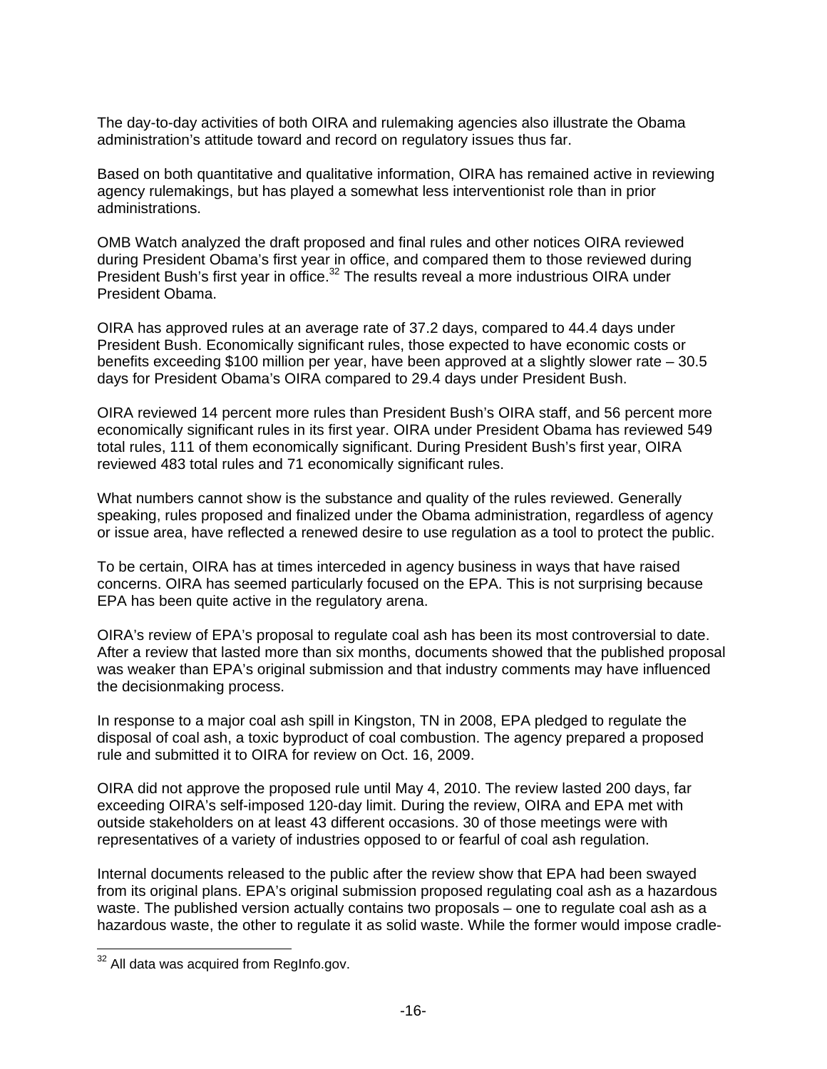The day-to-day activities of both OIRA and rulemaking agencies also illustrate the Obama administration's attitude toward and record on regulatory issues thus far.

Based on both quantitative and qualitative information, OIRA has remained active in reviewing agency rulemakings, but has played a somewhat less interventionist role than in prior administrations.

OMB Watch analyzed the draft proposed and final rules and other notices OIRA reviewed during President Obama's first year in office, and compared them to those reviewed during President Bush's first year in office.[32] The results reveal a more industrious OIRA under President Obama.

OIRA has approved rules at an average rate of 37.2 days, compared to 44.4 days under President Bush. Economically significant rules, those expected to have economic costs or benefits exceeding $100 million per year, have been approved at a slightly slower rate – 30.5 days for President Obama's OIRA compared to 29.4 days under President Bush.

OIRA reviewed 14 percent more rules than President Bush's OIRA staff, and 56 percent more economically significant rules in its first year. OIRA under President Obama has reviewed 549 total rules, 111 of them economically significant. During President Bush's first year, OIRA reviewed 483 total rules and 71 economically significant rules.

What numbers cannot show is the substance and quality of the rules reviewed. Generally speaking, rules proposed and finalized under the Obama administration, regardless of agency or issue area, have reflected a renewed desire to use regulation as a tool to protect the public.

To be certain, OIRA has at times interceded in agency business in ways that have raised concerns. OIRA has seemed particularly focused on the EPA. This is not surprising because EPA has been quite active in the regulatory arena.

OIRA's review of EPA's proposal to regulate coal ash has been its most controversial to date. After a review that lasted more than six months, documents showed that the published proposal was weaker than EPA's original submission and that industry comments may have influenced the decisionmaking process.

In response to a major coal ash spill in Kingston, TN in 2008, EPA pledged to regulate the disposal of coal ash, a toxic byproduct of coal combustion. The agency prepared a proposed rule and submitted it to OIRA for review on Oct. 16, 2009.

OIRA did not approve the proposed rule until May 4, 2010. The review lasted 200 days, far exceeding OIRA's self-imposed 120-day limit. During the review, OIRA and EPA met with outside stakeholders on at least 43 different occasions. 30 of those meetings were with representatives of a variety of industries opposed to or fearful of coal ash regulation.

Internal documents released to the public after the review show that EPA had been swayed from its original plans. EPA's original submission proposed regulating coal ash as a hazardous waste. The published version actually contains two proposals – one to regulate coal ash as a hazardous waste, the other to regulate it as solid waste. While the former would impose cradle-

[32] All data was acquired from RegInfo.gov.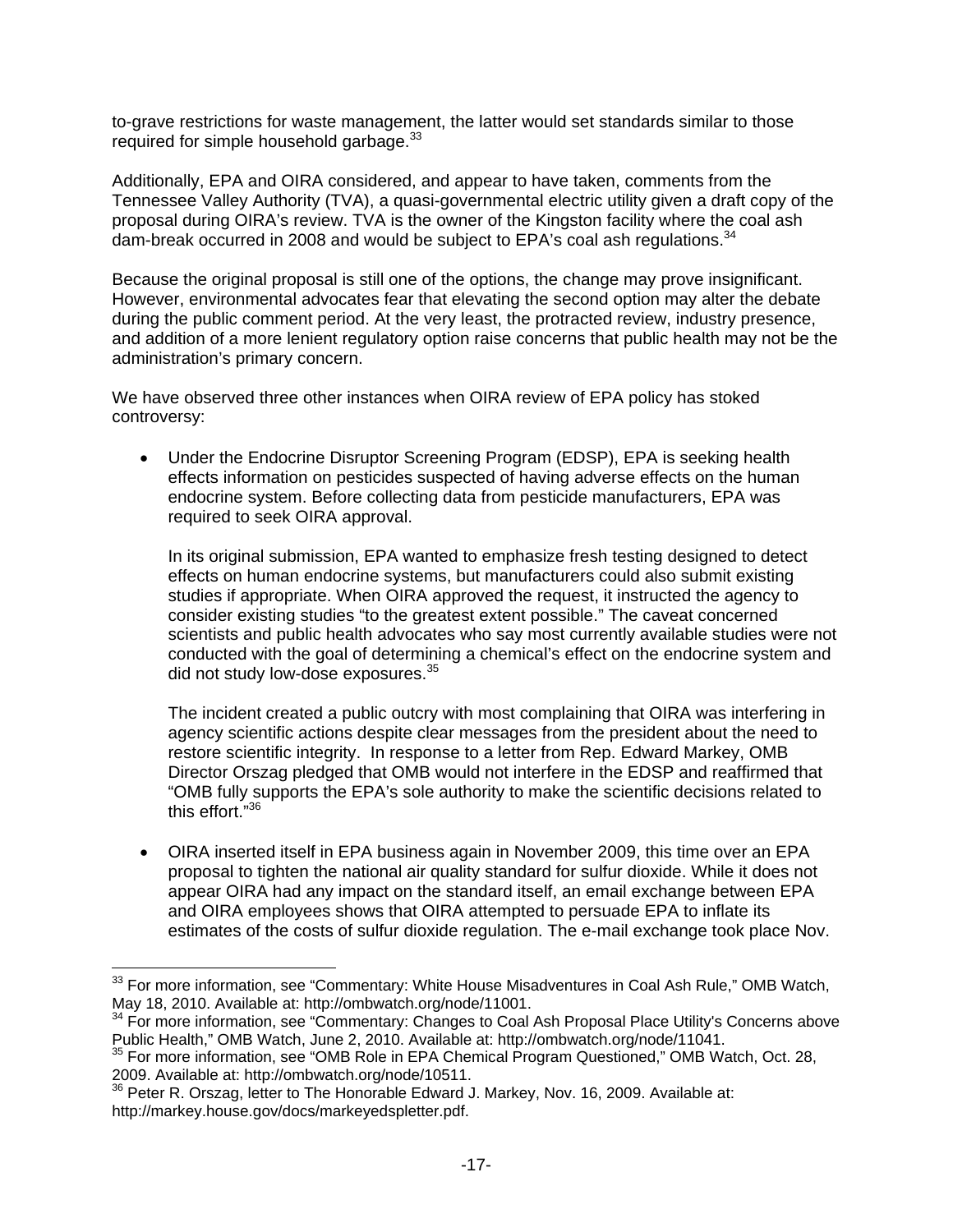to-grave restrictions for waste management, the latter would set standards similar to those required for simple household garbage.[33]

Additionally, EPA and OIRA considered, and appear to have taken, comments from the Tennessee Valley Authority (TVA), a quasi-governmental electric utility given a draft copy of the proposal during OIRA's review. TVA is the owner of the Kingston facility where the coal ash dam-break occurred in 2008 and would be subject to EPA's coal ash regulations.[34]

Because the original proposal is still one of the options, the change may prove insignificant. However, environmental advocates fear that elevating the second option may alter the debate during the public comment period. At the very least, the protracted review, industry presence, and addition of a more lenient regulatory option raise concerns that public health may not be the administration's primary concern.

We have observed three other instances when OIRA review of EPA policy has stoked controversy:

- Under the Endocrine Disruptor Screening Program (EDSP), EPA is seeking health effects information on pesticides suspected of having adverse effects on the human endocrine system. Before collecting data from pesticide manufacturers, EPA was required to seek OIRA approval.

  In its original submission, EPA wanted to emphasize fresh testing designed to detect effects on human endocrine systems, but manufacturers could also submit existing studies if appropriate. When OIRA approved the request, it instructed the agency to consider existing studies "to the greatest extent possible." The caveat concerned scientists and public health advocates who say most currently available studies were not conducted with the goal of determining a chemical's effect on the endocrine system and did not study low-dose exposures.[35]

  The incident created a public outcry with most complaining that OIRA was interfering in agency scientific actions despite clear messages from the president about the need to restore scientific integrity. In response to a letter from Rep. Edward Markey, OMB Director Orszag pledged that OMB would not interfere in the EDSP and reaffirmed that "OMB fully supports the EPA's sole authority to make the scientific decisions related to this effort."[36]

- OIRA inserted itself in EPA business again in November 2009, this time over an EPA proposal to tighten the national air quality standard for sulfur dioxide. While it does not appear OIRA had any impact on the standard itself, an email exchange between EPA and OIRA employees shows that OIRA attempted to persuade EPA to inflate its estimates of the costs of sulfur dioxide regulation. The e-mail exchange took place Nov.

---

[33] For more information, see "Commentary: White House Misadventures in Coal Ash Rule," OMB Watch, May 18, 2010. Available at: http://ombwatch.org/node/11001.

[34] For more information, see "Commentary: Changes to Coal Ash Proposal Place Utility's Concerns above Public Health," OMB Watch, June 2, 2010. Available at: http://ombwatch.org/node/11041.

[35] For more information, see "OMB Role in EPA Chemical Program Questioned," OMB Watch, Oct. 28, 2009. Available at: http://ombwatch.org/node/10511.

[36] Peter R. Orszag, letter to The Honorable Edward J. Markey, Nov. 16, 2009. Available at: http://markey.house.gov/docs/markeyedspletter.pdf.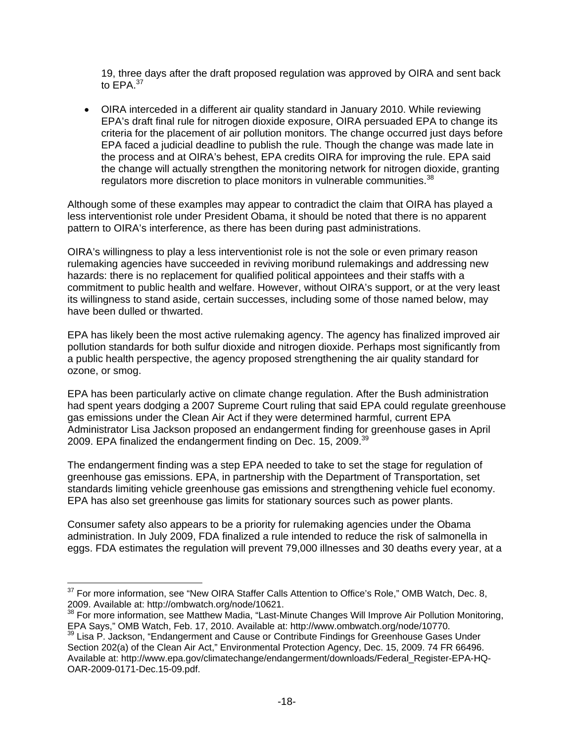19, three days after the draft proposed regulation was approved by OIRA and sent back to EPA.[37]

- OIRA interceded in a different air quality standard in January 2010. While reviewing EPA's draft final rule for nitrogen dioxide exposure, OIRA persuaded EPA to change its criteria for the placement of air pollution monitors. The change occurred just days before EPA faced a judicial deadline to publish the rule. Though the change was made late in the process and at OIRA's behest, EPA credits OIRA for improving the rule. EPA said the change will actually strengthen the monitoring network for nitrogen dioxide, granting regulators more discretion to place monitors in vulnerable communities.[38]

Although some of these examples may appear to contradict the claim that OIRA has played a less interventionist role under President Obama, it should be noted that there is no apparent pattern to OIRA's interference, as there has been during past administrations.

OIRA's willingness to play a less interventionist role is not the sole or even primary reason rulemaking agencies have succeeded in reviving moribund rulemakings and addressing new hazards: there is no replacement for qualified political appointees and their staffs with a commitment to public health and welfare. However, without OIRA's support, or at the very least its willingness to stand aside, certain successes, including some of those named below, may have been dulled or thwarted.

EPA has likely been the most active rulemaking agency. The agency has finalized improved air pollution standards for both sulfur dioxide and nitrogen dioxide. Perhaps most significantly from a public health perspective, the agency proposed strengthening the air quality standard for ozone, or smog.

EPA has been particularly active on climate change regulation. After the Bush administration had spent years dodging a 2007 Supreme Court ruling that said EPA could regulate greenhouse gas emissions under the Clean Air Act if they were determined harmful, current EPA Administrator Lisa Jackson proposed an endangerment finding for greenhouse gases in April 2009. EPA finalized the endangerment finding on Dec. 15, 2009.[39]

The endangerment finding was a step EPA needed to take to set the stage for regulation of greenhouse gas emissions. EPA, in partnership with the Department of Transportation, set standards limiting vehicle greenhouse gas emissions and strengthening vehicle fuel economy. EPA has also set greenhouse gas limits for stationary sources such as power plants.

Consumer safety also appears to be a priority for rulemaking agencies under the Obama administration. In July 2009, FDA finalized a rule intended to reduce the risk of salmonella in eggs. FDA estimates the regulation will prevent 79,000 illnesses and 30 deaths every year, at a

---

[37] For more information, see "New OIRA Staffer Calls Attention to Office's Role," OMB Watch, Dec. 8, 2009. Available at: http://ombwatch.org/node/10621.

[38] For more information, see Matthew Madia, "Last-Minute Changes Will Improve Air Pollution Monitoring, EPA Says," OMB Watch, Feb. 17, 2010. Available at: http://www.ombwatch.org/node/10770.

[39] Lisa P. Jackson, "Endangerment and Cause or Contribute Findings for Greenhouse Gases Under Section 202(a) of the Clean Air Act," Environmental Protection Agency, Dec. 15, 2009. 74 FR 66496. Available at: http://www.epa.gov/climatechange/endangerment/downloads/Federal_Register-EPA-HQ-OAR-2009-0171-Dec.15-09.pdf.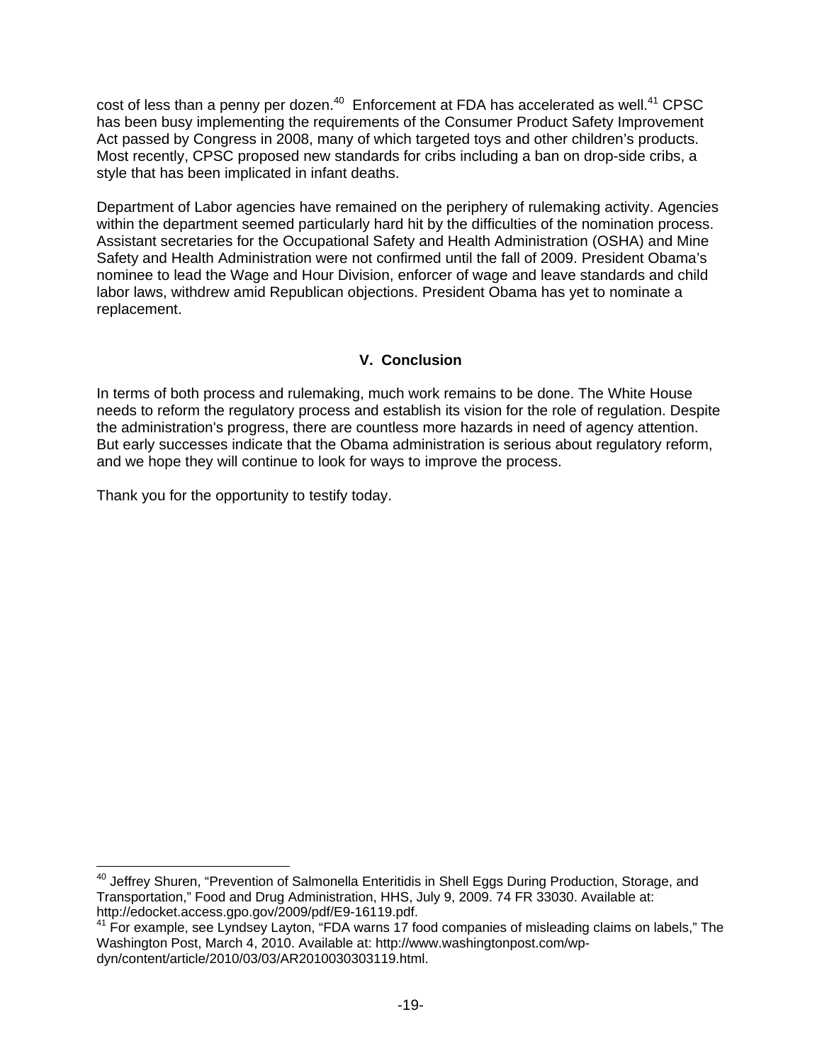cost of less than a penny per dozen.[40] Enforcement at FDA has accelerated as well.[41] CPSC has been busy implementing the requirements of the Consumer Product Safety Improvement Act passed by Congress in 2008, many of which targeted toys and other children's products. Most recently, CPSC proposed new standards for cribs including a ban on drop-side cribs, a style that has been implicated in infant deaths.

Department of Labor agencies have remained on the periphery of rulemaking activity. Agencies within the department seemed particularly hard hit by the difficulties of the nomination process. Assistant secretaries for the Occupational Safety and Health Administration (OSHA) and Mine Safety and Health Administration were not confirmed until the fall of 2009. President Obama's nominee to lead the Wage and Hour Division, enforcer of wage and leave standards and child labor laws, withdrew amid Republican objections. President Obama has yet to nominate a replacement.

## V. Conclusion

In terms of both process and rulemaking, much work remains to be done. The White House needs to reform the regulatory process and establish its vision for the role of regulation. Despite the administration's progress, there are countless more hazards in need of agency attention. But early successes indicate that the Obama administration is serious about regulatory reform, and we hope they will continue to look for ways to improve the process.

Thank you for the opportunity to testify today.

---

[40] Jeffrey Shuren, "Prevention of Salmonella Enteritidis in Shell Eggs During Production, Storage, and Transportation," Food and Drug Administration, HHS, July 9, 2009. 74 FR 33030. Available at: http://edocket.access.gpo.gov/2009/pdf/E9-16119.pdf.

[41] For example, see Lyndsey Layton, "FDA warns 17 food companies of misleading claims on labels," The Washington Post, March 4, 2010. Available at: http://www.washingtonpost.com/wp-dyn/content/article/2010/03/03/AR2010030303119.html.